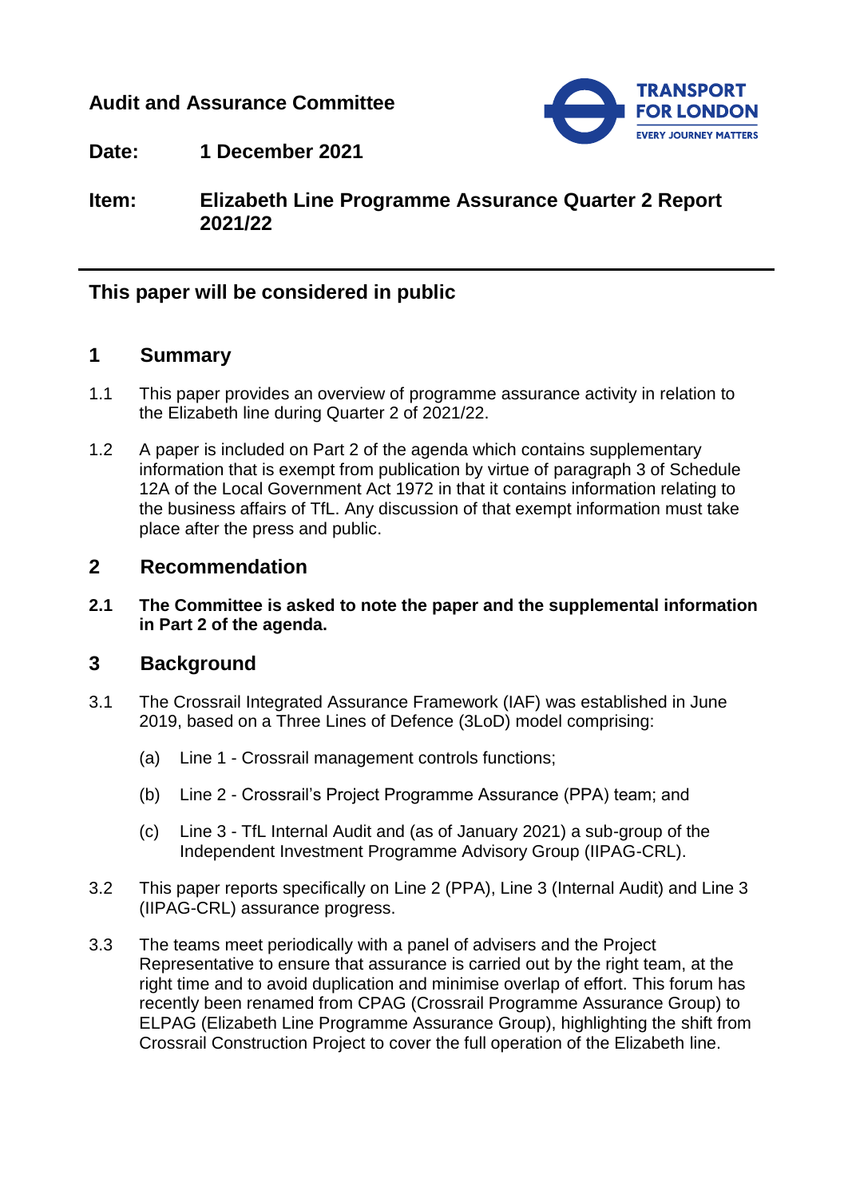**Audit and Assurance Committee**

**Date:** **1 December 2021**

**Item:** **Elizabeth Line Programme Assurance Quarter 2 Report 2021/22**

---

## This paper will be considered in public

## 1 Summary

1.1 This paper provides an overview of programme assurance activity in relation to the Elizabeth line during Quarter 2 of 2021/22.

1.2 A paper is included on Part 2 of the agenda which contains supplementary information that is exempt from publication by virtue of paragraph 3 of Schedule 12A of the Local Government Act 1972 in that it contains information relating to the business affairs of TfL. Any discussion of that exempt information must take place after the press and public.

## 2 Recommendation

**2.1 The Committee is asked to note the paper and the supplemental information in Part 2 of the agenda.**

## 3 Background

3.1 The Crossrail Integrated Assurance Framework (IAF) was established in June 2019, based on a Three Lines of Defence (3LoD) model comprising:

(a) Line 1 - Crossrail management controls functions;

(b) Line 2 - Crossrail's Project Programme Assurance (PPA) team; and

(c) Line 3 - TfL Internal Audit and (as of January 2021) a sub-group of the Independent Investment Programme Advisory Group (IIPAG-CRL).

3.2 This paper reports specifically on Line 2 (PPA), Line 3 (Internal Audit) and Line 3 (IIPAG-CRL) assurance progress.

3.3 The teams meet periodically with a panel of advisers and the Project Representative to ensure that assurance is carried out by the right team, at the right time and to avoid duplication and minimise overlap of effort. This forum has recently been renamed from CPAG (Crossrail Programme Assurance Group) to ELPAG (Elizabeth Line Programme Assurance Group), highlighting the shift from Crossrail Construction Project to cover the full operation of the Elizabeth line.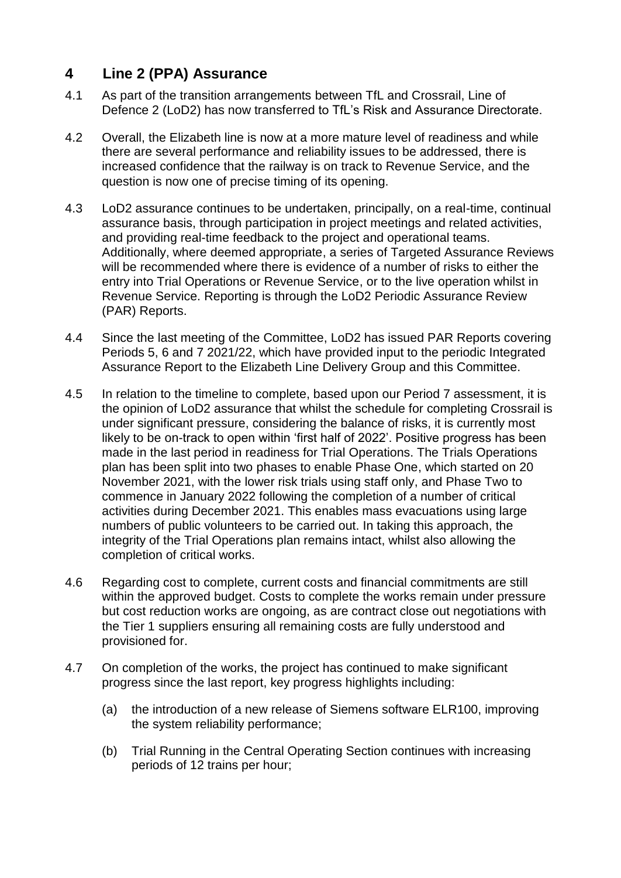## 4 Line 2 (PPA) Assurance

4.1 As part of the transition arrangements between TfL and Crossrail, Line of Defence 2 (LoD2) has now transferred to TfL's Risk and Assurance Directorate.

4.2 Overall, the Elizabeth line is now at a more mature level of readiness and while there are several performance and reliability issues to be addressed, there is increased confidence that the railway is on track to Revenue Service, and the question is now one of precise timing of its opening.

4.3 LoD2 assurance continues to be undertaken, principally, on a real-time, continual assurance basis, through participation in project meetings and related activities, and providing real-time feedback to the project and operational teams. Additionally, where deemed appropriate, a series of Targeted Assurance Reviews will be recommended where there is evidence of a number of risks to either the entry into Trial Operations or Revenue Service, or to the live operation whilst in Revenue Service. Reporting is through the LoD2 Periodic Assurance Review (PAR) Reports.

4.4 Since the last meeting of the Committee, LoD2 has issued PAR Reports covering Periods 5, 6 and 7 2021/22, which have provided input to the periodic Integrated Assurance Report to the Elizabeth Line Delivery Group and this Committee.

4.5 In relation to the timeline to complete, based upon our Period 7 assessment, it is the opinion of LoD2 assurance that whilst the schedule for completing Crossrail is under significant pressure, considering the balance of risks, it is currently most likely to be on-track to open within 'first half of 2022'. Positive progress has been made in the last period in readiness for Trial Operations. The Trials Operations plan has been split into two phases to enable Phase One, which started on 20 November 2021, with the lower risk trials using staff only, and Phase Two to commence in January 2022 following the completion of a number of critical activities during December 2021. This enables mass evacuations using large numbers of public volunteers to be carried out. In taking this approach, the integrity of the Trial Operations plan remains intact, whilst also allowing the completion of critical works.

4.6 Regarding cost to complete, current costs and financial commitments are still within the approved budget. Costs to complete the works remain under pressure but cost reduction works are ongoing, as are contract close out negotiations with the Tier 1 suppliers ensuring all remaining costs are fully understood and provisioned for.

4.7 On completion of the works, the project has continued to make significant progress since the last report, key progress highlights including:

(a) the introduction of a new release of Siemens software ELR100, improving the system reliability performance;

(b) Trial Running in the Central Operating Section continues with increasing periods of 12 trains per hour;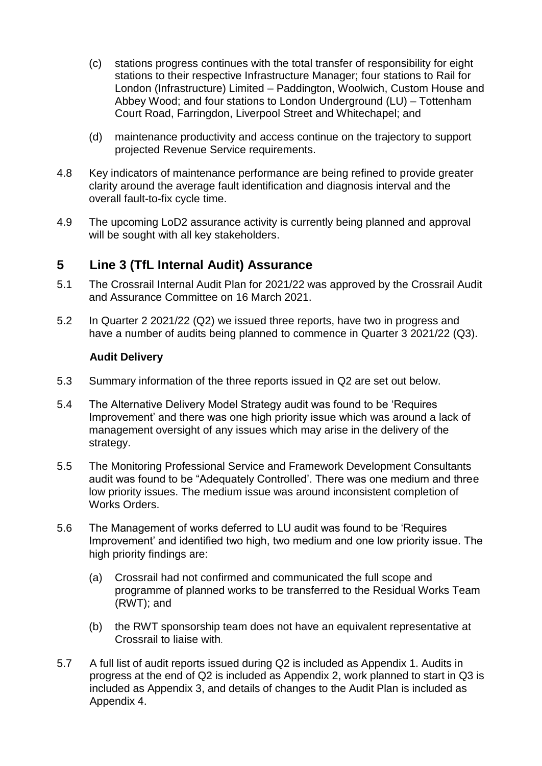(c) stations progress continues with the total transfer of responsibility for eight stations to their respective Infrastructure Manager; four stations to Rail for London (Infrastructure) Limited – Paddington, Woolwich, Custom House and Abbey Wood; and four stations to London Underground (LU) – Tottenham Court Road, Farringdon, Liverpool Street and Whitechapel; and

(d) maintenance productivity and access continue on the trajectory to support projected Revenue Service requirements.

4.8 Key indicators of maintenance performance are being refined to provide greater clarity around the average fault identification and diagnosis interval and the overall fault-to-fix cycle time.

4.9 The upcoming LoD2 assurance activity is currently being planned and approval will be sought with all key stakeholders.

## 5 Line 3 (TfL Internal Audit) Assurance

5.1 The Crossrail Internal Audit Plan for 2021/22 was approved by the Crossrail Audit and Assurance Committee on 16 March 2021.

5.2 In Quarter 2 2021/22 (Q2) we issued three reports, have two in progress and have a number of audits being planned to commence in Quarter 3 2021/22 (Q3).

**Audit Delivery**

5.3 Summary information of the three reports issued in Q2 are set out below.

5.4 The Alternative Delivery Model Strategy audit was found to be 'Requires Improvement' and there was one high priority issue which was around a lack of management oversight of any issues which may arise in the delivery of the strategy.

5.5 The Monitoring Professional Service and Framework Development Consultants audit was found to be "Adequately Controlled'. There was one medium and three low priority issues. The medium issue was around inconsistent completion of Works Orders.

5.6 The Management of works deferred to LU audit was found to be 'Requires Improvement' and identified two high, two medium and one low priority issue. The high priority findings are:

(a) Crossrail had not confirmed and communicated the full scope and programme of planned works to be transferred to the Residual Works Team (RWT); and

(b) the RWT sponsorship team does not have an equivalent representative at Crossrail to liaise with.

5.7 A full list of audit reports issued during Q2 is included as Appendix 1. Audits in progress at the end of Q2 is included as Appendix 2, work planned to start in Q3 is included as Appendix 3, and details of changes to the Audit Plan is included as Appendix 4.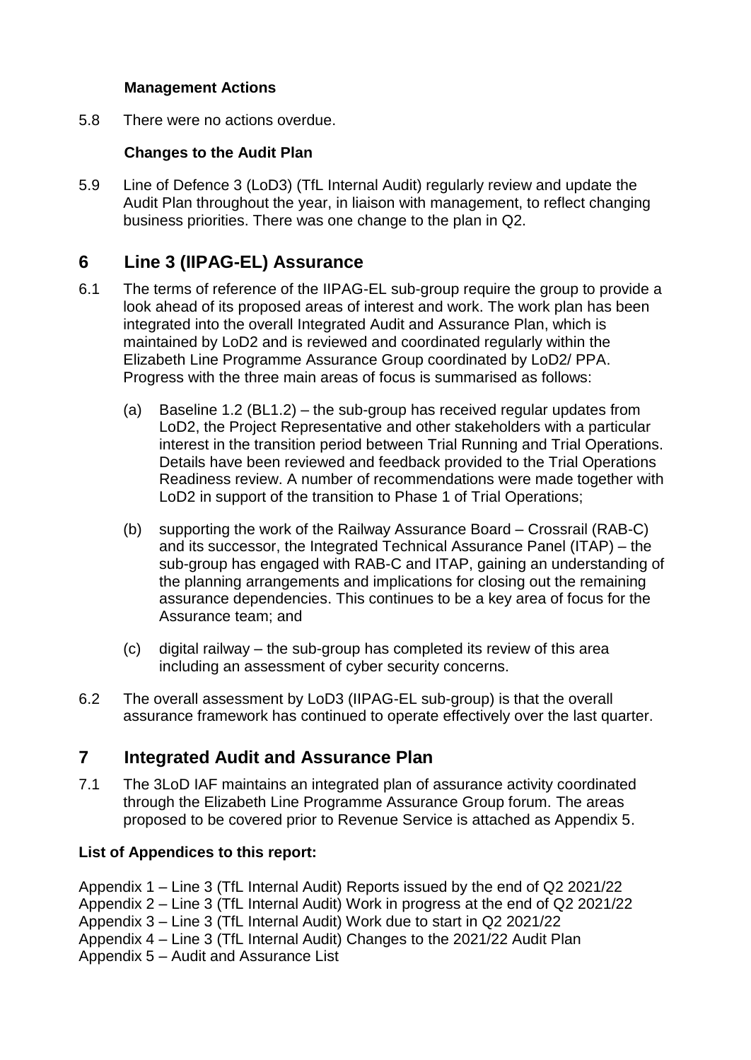**Management Actions**

5.8 There were no actions overdue.

**Changes to the Audit Plan**

5.9 Line of Defence 3 (LoD3) (TfL Internal Audit) regularly review and update the Audit Plan throughout the year, in liaison with management, to reflect changing business priorities. There was one change to the plan in Q2.

## 6 Line 3 (IIPAG-EL) Assurance

6.1 The terms of reference of the IIPAG-EL sub-group require the group to provide a look ahead of its proposed areas of interest and work. The work plan has been integrated into the overall Integrated Audit and Assurance Plan, which is maintained by LoD2 and is reviewed and coordinated regularly within the Elizabeth Line Programme Assurance Group coordinated by LoD2/ PPA. Progress with the three main areas of focus is summarised as follows:

(a) Baseline 1.2 (BL1.2) – the sub-group has received regular updates from LoD2, the Project Representative and other stakeholders with a particular interest in the transition period between Trial Running and Trial Operations. Details have been reviewed and feedback provided to the Trial Operations Readiness review. A number of recommendations were made together with LoD2 in support of the transition to Phase 1 of Trial Operations;

(b) supporting the work of the Railway Assurance Board – Crossrail (RAB-C) and its successor, the Integrated Technical Assurance Panel (ITAP) – the sub-group has engaged with RAB-C and ITAP, gaining an understanding of the planning arrangements and implications for closing out the remaining assurance dependencies. This continues to be a key area of focus for the Assurance team; and

(c) digital railway – the sub-group has completed its review of this area including an assessment of cyber security concerns.

6.2 The overall assessment by LoD3 (IIPAG-EL sub-group) is that the overall assurance framework has continued to operate effectively over the last quarter.

## 7 Integrated Audit and Assurance Plan

7.1 The 3LoD IAF maintains an integrated plan of assurance activity coordinated through the Elizabeth Line Programme Assurance Group forum. The areas proposed to be covered prior to Revenue Service is attached as Appendix 5.

**List of Appendices to this report:**

Appendix 1 – Line 3 (TfL Internal Audit) Reports issued by the end of Q2 2021/22
Appendix 2 – Line 3 (TfL Internal Audit) Work in progress at the end of Q2 2021/22
Appendix 3 – Line 3 (TfL Internal Audit) Work due to start in Q2 2021/22
Appendix 4 – Line 3 (TfL Internal Audit) Changes to the 2021/22 Audit Plan
Appendix 5 – Audit and Assurance List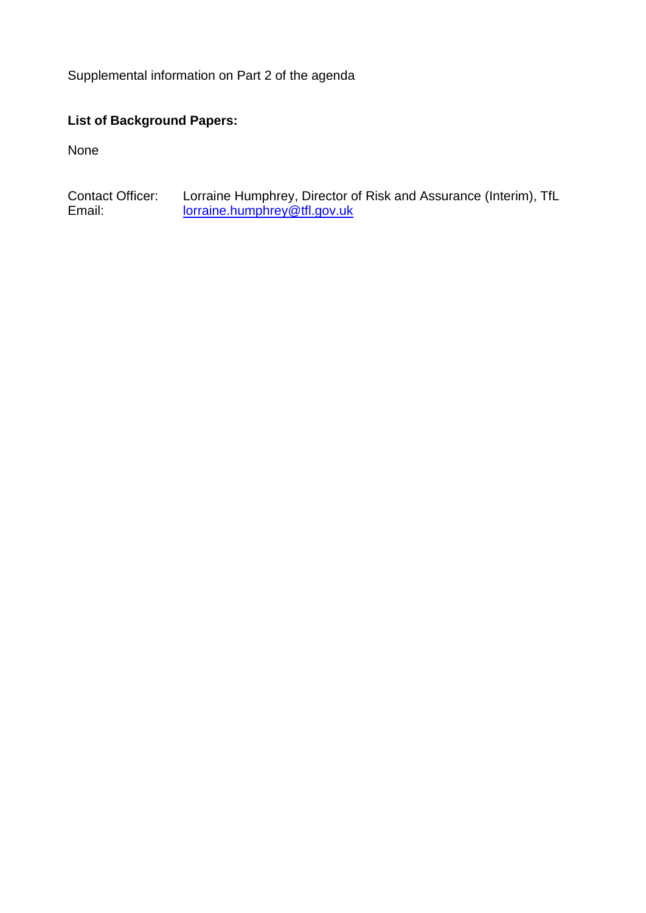Supplemental information on Part 2 of the agenda

**List of Background Papers:**

None

Contact Officer: Lorraine Humphrey, Director of Risk and Assurance (Interim), TfL
Email: lorraine.humphrey@tfl.gov.uk